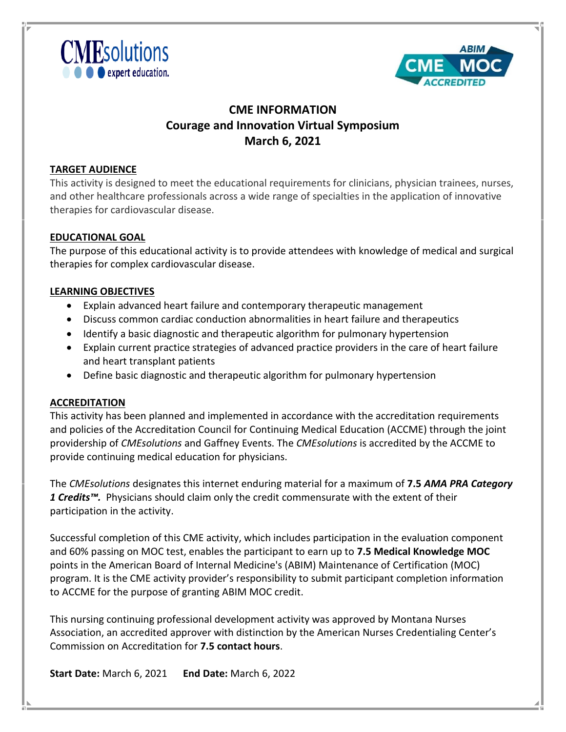CMEsolutions expert education.

ABIM CME MOC ACCREDITED

# CME INFORMATION
# Courage and Innovation Virtual Symposium
# March 6, 2021

## TARGET AUDIENCE

This activity is designed to meet the educational requirements for clinicians, physician trainees, nurses, and other healthcare professionals across a wide range of specialties in the application of innovative therapies for cardiovascular disease.

## EDUCATIONAL GOAL

The purpose of this educational activity is to provide attendees with knowledge of medical and surgical therapies for complex cardiovascular disease.

## LEARNING OBJECTIVES

- Explain advanced heart failure and contemporary therapeutic management
- Discuss common cardiac conduction abnormalities in heart failure and therapeutics
- Identify a basic diagnostic and therapeutic algorithm for pulmonary hypertension
- Explain current practice strategies of advanced practice providers in the care of heart failure and heart transplant patients
- Define basic diagnostic and therapeutic algorithm for pulmonary hypertension

## ACCREDITATION

This activity has been planned and implemented in accordance with the accreditation requirements and policies of the Accreditation Council for Continuing Medical Education (ACCME) through the joint providership of *CMEsolutions* and Gaffney Events. The *CMEsolutions* is accredited by the ACCME to provide continuing medical education for physicians.

The *CMEsolutions* designates this internet enduring material for a maximum of **7.5** ***AMA PRA Category 1 Credits™.*** Physicians should claim only the credit commensurate with the extent of their participation in the activity.

Successful completion of this CME activity, which includes participation in the evaluation component and 60% passing on MOC test, enables the participant to earn up to **7.5 Medical Knowledge MOC** points in the American Board of Internal Medicine's (ABIM) Maintenance of Certification (MOC) program. It is the CME activity provider's responsibility to submit participant completion information to ACCME for the purpose of granting ABIM MOC credit.

This nursing continuing professional development activity was approved by Montana Nurses Association, an accredited approver with distinction by the American Nurses Credentialing Center's Commission on Accreditation for **7.5 contact hours**.

**Start Date:** March 6, 2021 **End Date:** March 6, 2022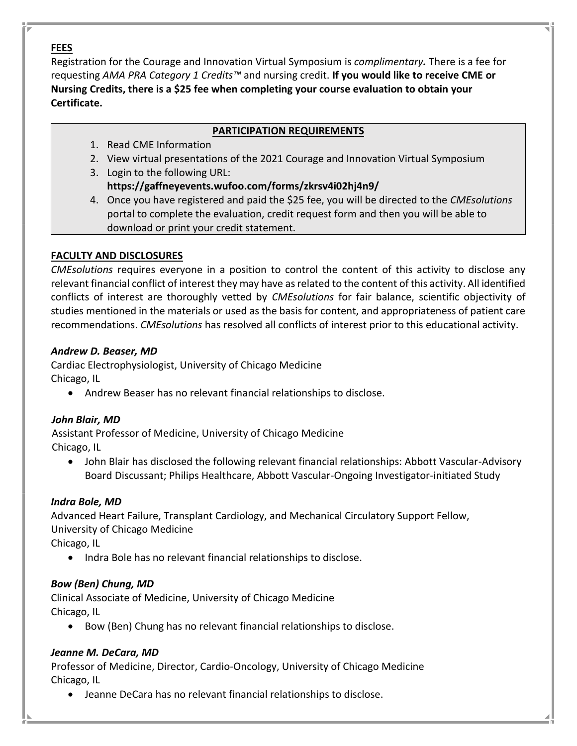## FEES

Registration for the Courage and Innovation Virtual Symposium is *complimentary***.** There is a fee for requesting *AMA PRA Category 1 Credits™* and nursing credit. **If you would like to receive CME or Nursing Credits, there is a $25 fee when completing your course evaluation to obtain your Certificate.**

### PARTICIPATION REQUIREMENTS

1. Read CME Information
2. View virtual presentations of the 2021 Courage and Innovation Virtual Symposium
3. Login to the following URL: **https://gaffneyevents.wufoo.com/forms/zkrsv4i02hj4n9/**
4. Once you have registered and paid the $25 fee, you will be directed to the *CMEsolutions* portal to complete the evaluation, credit request form and then you will be able to download or print your credit statement.

## FACULTY AND DISCLOSURES

*CMEsolutions* requires everyone in a position to control the content of this activity to disclose any relevant financial conflict of interest they may have as related to the content of this activity. All identified conflicts of interest are thoroughly vetted by *CMEsolutions* for fair balance, scientific objectivity of studies mentioned in the materials or used as the basis for content, and appropriateness of patient care recommendations. *CMEsolutions* has resolved all conflicts of interest prior to this educational activity.

***Andrew D. Beaser, MD***
Cardiac Electrophysiologist, University of Chicago Medicine
Chicago, IL

- Andrew Beaser has no relevant financial relationships to disclose.

***John Blair, MD***
Assistant Professor of Medicine, University of Chicago Medicine
Chicago, IL

- John Blair has disclosed the following relevant financial relationships: Abbott Vascular-Advisory Board Discussant; Philips Healthcare, Abbott Vascular-Ongoing Investigator-initiated Study

***Indra Bole, MD***
Advanced Heart Failure, Transplant Cardiology, and Mechanical Circulatory Support Fellow, University of Chicago Medicine
Chicago, IL

- Indra Bole has no relevant financial relationships to disclose.

***Bow (Ben) Chung, MD***
Clinical Associate of Medicine, University of Chicago Medicine
Chicago, IL

- Bow (Ben) Chung has no relevant financial relationships to disclose.

***Jeanne M. DeCara, MD***
Professor of Medicine, Director, Cardio-Oncology, University of Chicago Medicine
Chicago, IL

- Jeanne DeCara has no relevant financial relationships to disclose.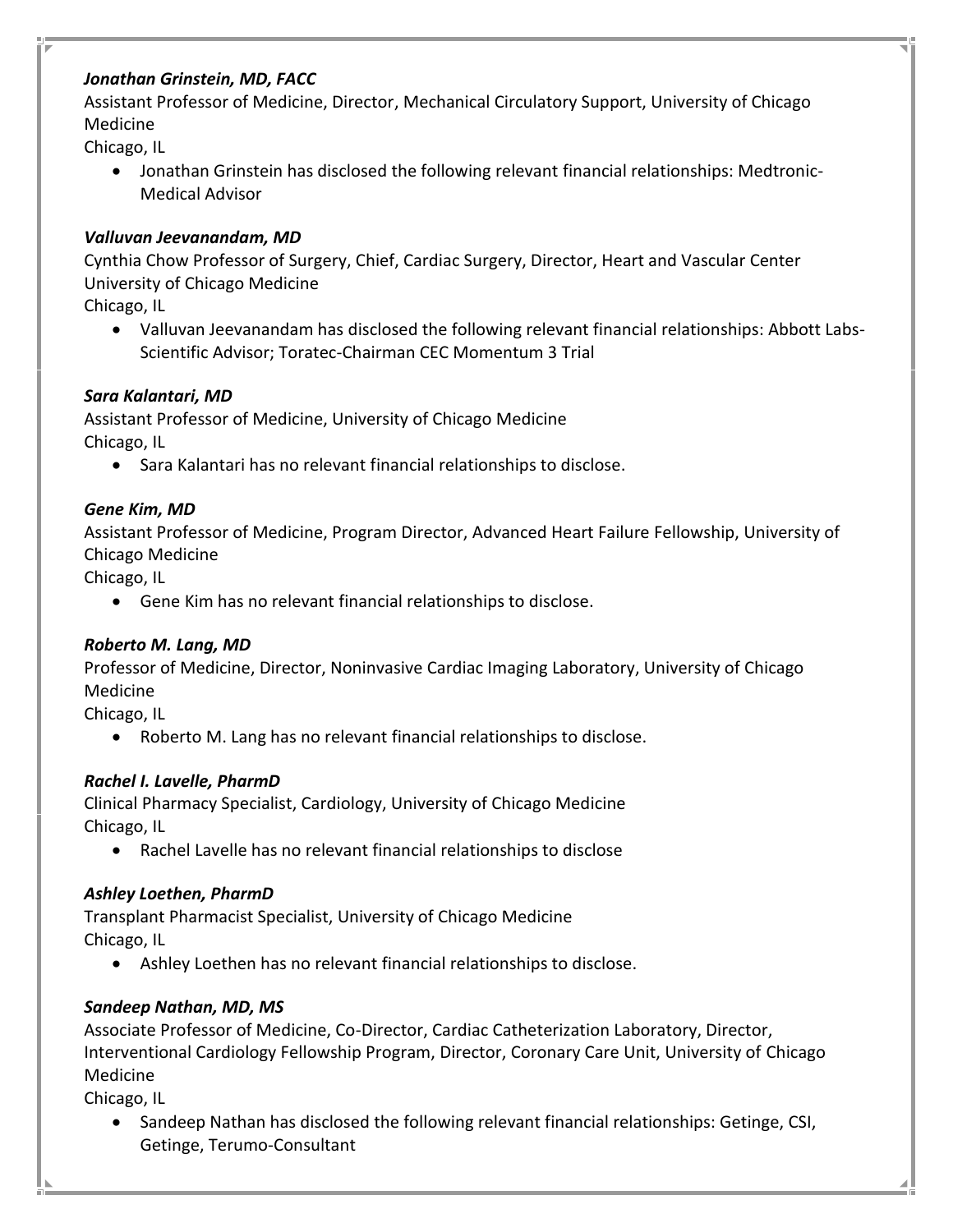***Jonathan Grinstein, MD, FACC***
Assistant Professor of Medicine, Director, Mechanical Circulatory Support, University of Chicago Medicine
Chicago, IL

- Jonathan Grinstein has disclosed the following relevant financial relationships: Medtronic-Medical Advisor

***Valluvan Jeevanandam, MD***
Cynthia Chow Professor of Surgery, Chief, Cardiac Surgery, Director, Heart and Vascular Center University of Chicago Medicine
Chicago, IL

- Valluvan Jeevanandam has disclosed the following relevant financial relationships: Abbott Labs-Scientific Advisor; Toratec-Chairman CEC Momentum 3 Trial

***Sara Kalantari, MD***
Assistant Professor of Medicine, University of Chicago Medicine
Chicago, IL

- Sara Kalantari has no relevant financial relationships to disclose.

***Gene Kim, MD***
Assistant Professor of Medicine, Program Director, Advanced Heart Failure Fellowship, University of Chicago Medicine
Chicago, IL

- Gene Kim has no relevant financial relationships to disclose.

***Roberto M. Lang, MD***
Professor of Medicine, Director, Noninvasive Cardiac Imaging Laboratory, University of Chicago Medicine
Chicago, IL

- Roberto M. Lang has no relevant financial relationships to disclose.

***Rachel I. Lavelle, PharmD***
Clinical Pharmacy Specialist, Cardiology, University of Chicago Medicine
Chicago, IL

- Rachel Lavelle has no relevant financial relationships to disclose

***Ashley Loethen, PharmD***
Transplant Pharmacist Specialist, University of Chicago Medicine
Chicago, IL

- Ashley Loethen has no relevant financial relationships to disclose.

***Sandeep Nathan, MD, MS***
Associate Professor of Medicine, Co-Director, Cardiac Catheterization Laboratory, Director, Interventional Cardiology Fellowship Program, Director, Coronary Care Unit, University of Chicago Medicine
Chicago, IL

- Sandeep Nathan has disclosed the following relevant financial relationships: Getinge, CSI, Getinge, Terumo-Consultant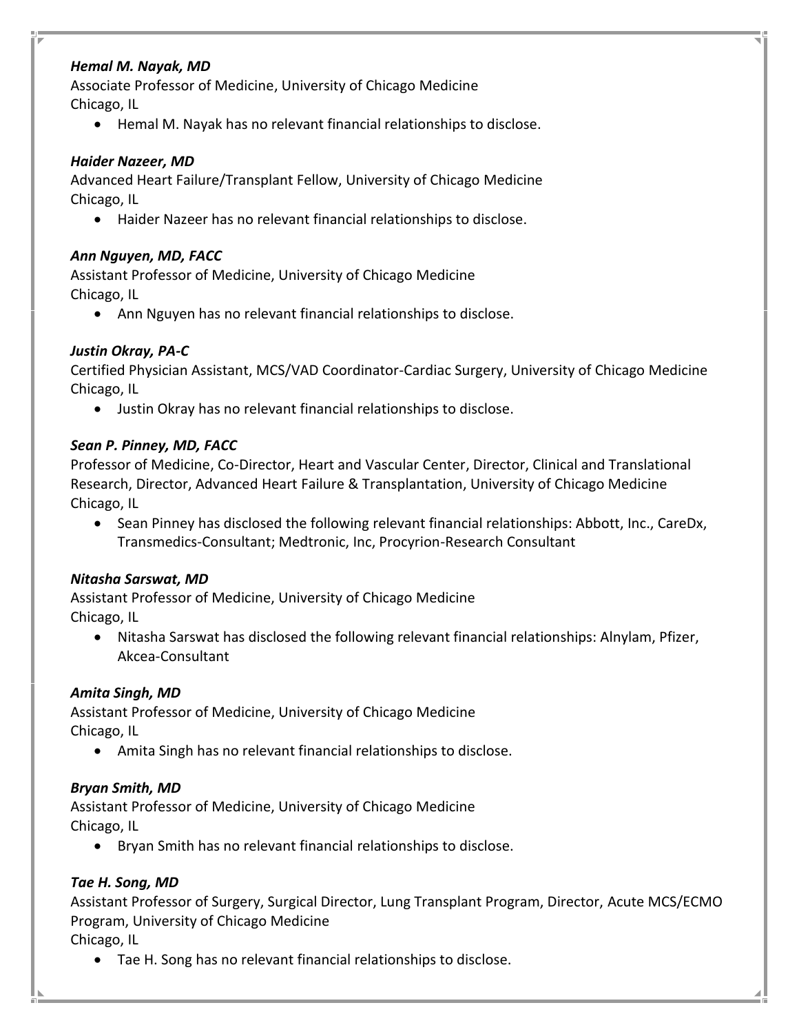***Hemal M. Nayak, MD***

Associate Professor of Medicine, University of Chicago Medicine
Chicago, IL

- Hemal M. Nayak has no relevant financial relationships to disclose.

***Haider Nazeer, MD***

Advanced Heart Failure/Transplant Fellow, University of Chicago Medicine
Chicago, IL

- Haider Nazeer has no relevant financial relationships to disclose.

***Ann Nguyen, MD, FACC***

Assistant Professor of Medicine, University of Chicago Medicine
Chicago, IL

- Ann Nguyen has no relevant financial relationships to disclose.

***Justin Okray, PA-C***

Certified Physician Assistant, MCS/VAD Coordinator-Cardiac Surgery, University of Chicago Medicine
Chicago, IL

- Justin Okray has no relevant financial relationships to disclose.

***Sean P. Pinney, MD, FACC***

Professor of Medicine, Co-Director, Heart and Vascular Center, Director, Clinical and Translational Research, Director, Advanced Heart Failure & Transplantation, University of Chicago Medicine
Chicago, IL

- Sean Pinney has disclosed the following relevant financial relationships: Abbott, Inc., CareDx, Transmedics-Consultant; Medtronic, Inc, Procyrion-Research Consultant

***Nitasha Sarswat, MD***

Assistant Professor of Medicine, University of Chicago Medicine
Chicago, IL

- Nitasha Sarswat has disclosed the following relevant financial relationships: Alnylam, Pfizer, Akcea-Consultant

***Amita Singh, MD***

Assistant Professor of Medicine, University of Chicago Medicine
Chicago, IL

- Amita Singh has no relevant financial relationships to disclose.

***Bryan Smith, MD***

Assistant Professor of Medicine, University of Chicago Medicine
Chicago, IL

- Bryan Smith has no relevant financial relationships to disclose.

***Tae H. Song, MD***

Assistant Professor of Surgery, Surgical Director, Lung Transplant Program, Director, Acute MCS/ECMO Program, University of Chicago Medicine
Chicago, IL

- Tae H. Song has no relevant financial relationships to disclose.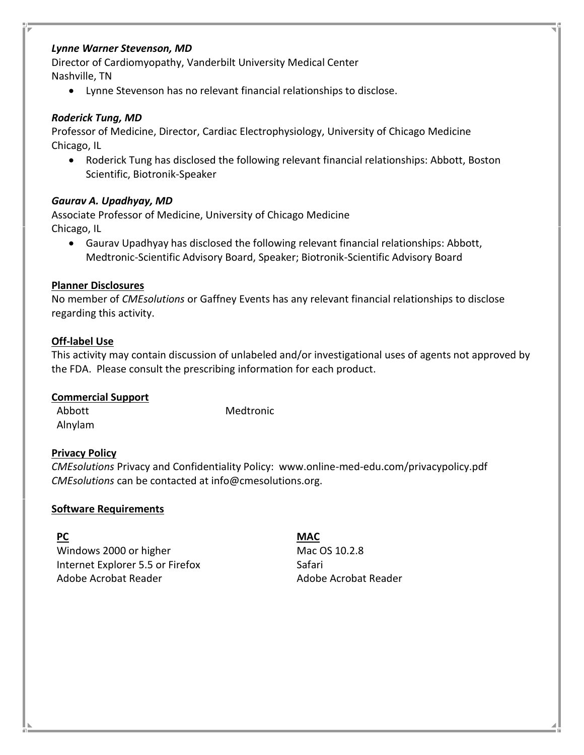***Lynne Warner Stevenson, MD***
Director of Cardiomyopathy, Vanderbilt University Medical Center
Nashville, TN

- Lynne Stevenson has no relevant financial relationships to disclose.

***Roderick Tung, MD***
Professor of Medicine, Director, Cardiac Electrophysiology, University of Chicago Medicine
Chicago, IL

- Roderick Tung has disclosed the following relevant financial relationships: Abbott, Boston Scientific, Biotronik-Speaker

***Gaurav A. Upadhyay, MD***
Associate Professor of Medicine, University of Chicago Medicine
Chicago, IL

- Gaurav Upadhyay has disclosed the following relevant financial relationships: Abbott, Medtronic-Scientific Advisory Board, Speaker; Biotronik-Scientific Advisory Board

**Planner Disclosures**

No member of *CMEsolutions* or Gaffney Events has any relevant financial relationships to disclose regarding this activity.

**Off-label Use**

This activity may contain discussion of unlabeled and/or investigational uses of agents not approved by the FDA. Please consult the prescribing information for each product.

**Commercial Support**

Abbott
Alnylam
Medtronic

**Privacy Policy**

*CMEsolutions* Privacy and Confidentiality Policy: www.online-med-edu.com/privacypolicy.pdf
*CMEsolutions* can be contacted at info@cmesolutions.org.

**Software Requirements**

**PC**
Windows 2000 or higher
Internet Explorer 5.5 or Firefox
Adobe Acrobat Reader

**MAC**
Mac OS 10.2.8
Safari
Adobe Acrobat Reader